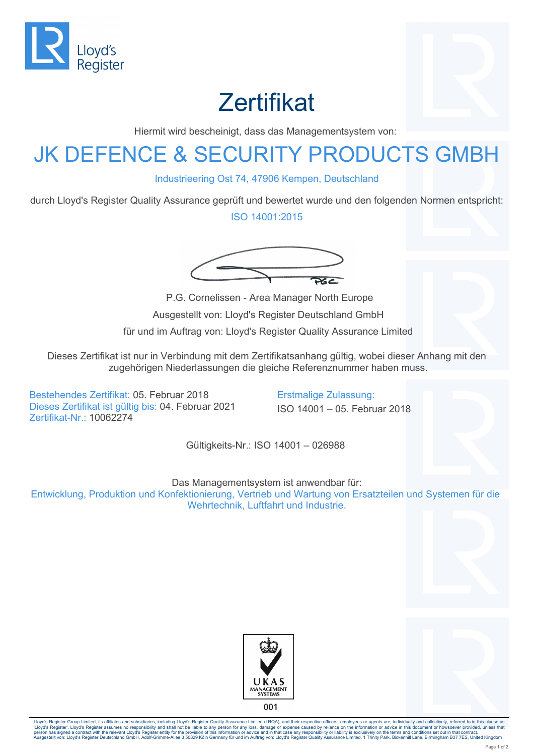Lloyd's Register

# Zertifikat

Hiermit wird bescheinigt, dass das Managementsystem von:

## JK DEFENCE & SECURITY PRODUCTS GMBH

Industrieering Ost 74, 47906 Kempen, Deutschland

durch Lloyd's Register Quality Assurance geprüft und bewertet wurde und den folgenden Normen entspricht:

ISO 14001:2015

P.G. Cornelissen - Area Manager North Europe

Ausgestellt von: Lloyd's Register Deutschland GmbH

für und im Auftrag von: Lloyd's Register Quality Assurance Limited

Dieses Zertifikat ist nur in Verbindung mit dem Zertifikatsanhang gültig, wobei dieser Anhang mit den zugehörigen Niederlassungen die gleiche Referenznummer haben muss.

Bestehendes Zertifikat: 05. Februar 2018
Dieses Zertifikat ist gültig bis: 04. Februar 2021
Zertifikat-Nr.: 10062274

Erstmalige Zulassung:
ISO 14001 – 05. Februar 2018

Gültigkeits-Nr.: ISO 14001 – 026988

Das Managementsystem ist anwendbar für:

Entwicklung, Produktion und Konfektionierung, Vertrieb und Wartung von Ersatzteilen und Systemen für die Wehrtechnik, Luftfahrt und Industrie.

UKAS MANAGEMENT SYSTEMS 001

Lloyd's Register Group Limited, its affiliates and subsidiaries, including Lloyd's Register Quality Assurance Limited (LRQA), and their respective officers, employees or agents are, individually and collectively, referred to in this clause as 'Lloyd's Register'. Lloyd's Register assumes no responsibility and shall not be liable to any person for any loss, damage or expense caused by reliance on the information or advice in this document or howsoever provided, unless that person has signed a contract with the relevant Lloyd's Register entity for the provision of this information or advice and in that case any responsibility or liability is exclusively on the terms and conditions set out in that contract.
Ausgestellt von: Lloyd's Register Deutschland GmbH, Adolf-Grimme-Allee 3 50829 Köln Germany für und im Auftrag von: Lloyd's Register Quality Assurance Limited, 1 Trinity Park, Bickenhill Lane, Birmingham B37 7ES, United Kingdom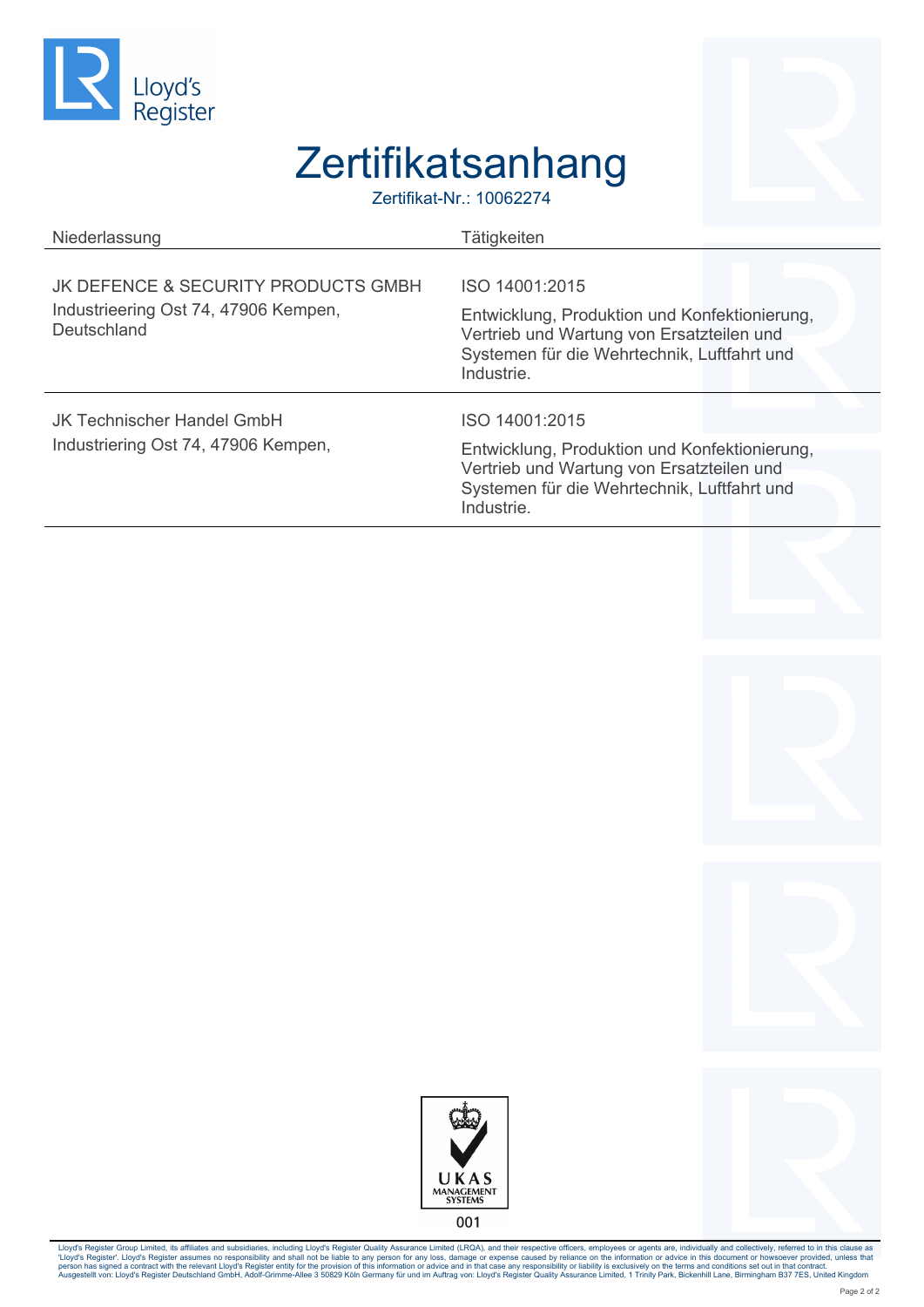Lloyd's Register

# Zertifikatsanhang

Zertifikat-Nr.: 10062274

| Niederlassung | Tätigkeiten |
| --- | --- |
| JK DEFENCE & SECURITY PRODUCTS GMBH<br>Industrieering Ost 74, 47906 Kempen, Deutschland | ISO 14001:2015<br>Entwicklung, Produktion und Konfektionierung, Vertrieb und Wartung von Ersatzteilen und Systemen für die Wehrtechnik, Luftfahrt und Industrie. |
| JK Technischer Handel GmbH<br>Industriering Ost 74, 47906 Kempen, | ISO 14001:2015<br>Entwicklung, Produktion und Konfektionierung, Vertrieb und Wartung von Ersatzteilen und Systemen für die Wehrtechnik, Luftfahrt und Industrie. |

UKAS MANAGEMENT SYSTEMS
001

Lloyd's Register Group Limited, its affiliates and subsidiaries, including Lloyd's Register Quality Assurance Limited (LRQA), and their respective officers, employees or agents are, individually and collectively, referred to in this clause as 'Lloyd's Register'. Lloyd's Register assumes no responsibility and shall not be liable to any person for any loss, damage or expense caused by reliance on the information or advice in this document or howsoever provided, unless that person has signed a contract with the relevant Lloyd's Register entity for the provision of this information or advice and in that case any responsibility or liability is exclusively on the terms and conditions set out in that contract.
Ausgestellt von: Lloyd's Register Deutschland GmbH, Adolf-Grimme-Allee 3 50829 Köln Germany für und im Auftrag von: Lloyd's Register Quality Assurance Limited, 1 Trinity Park, Bickenhill Lane, Birmingham B37 7ES, United Kingdom